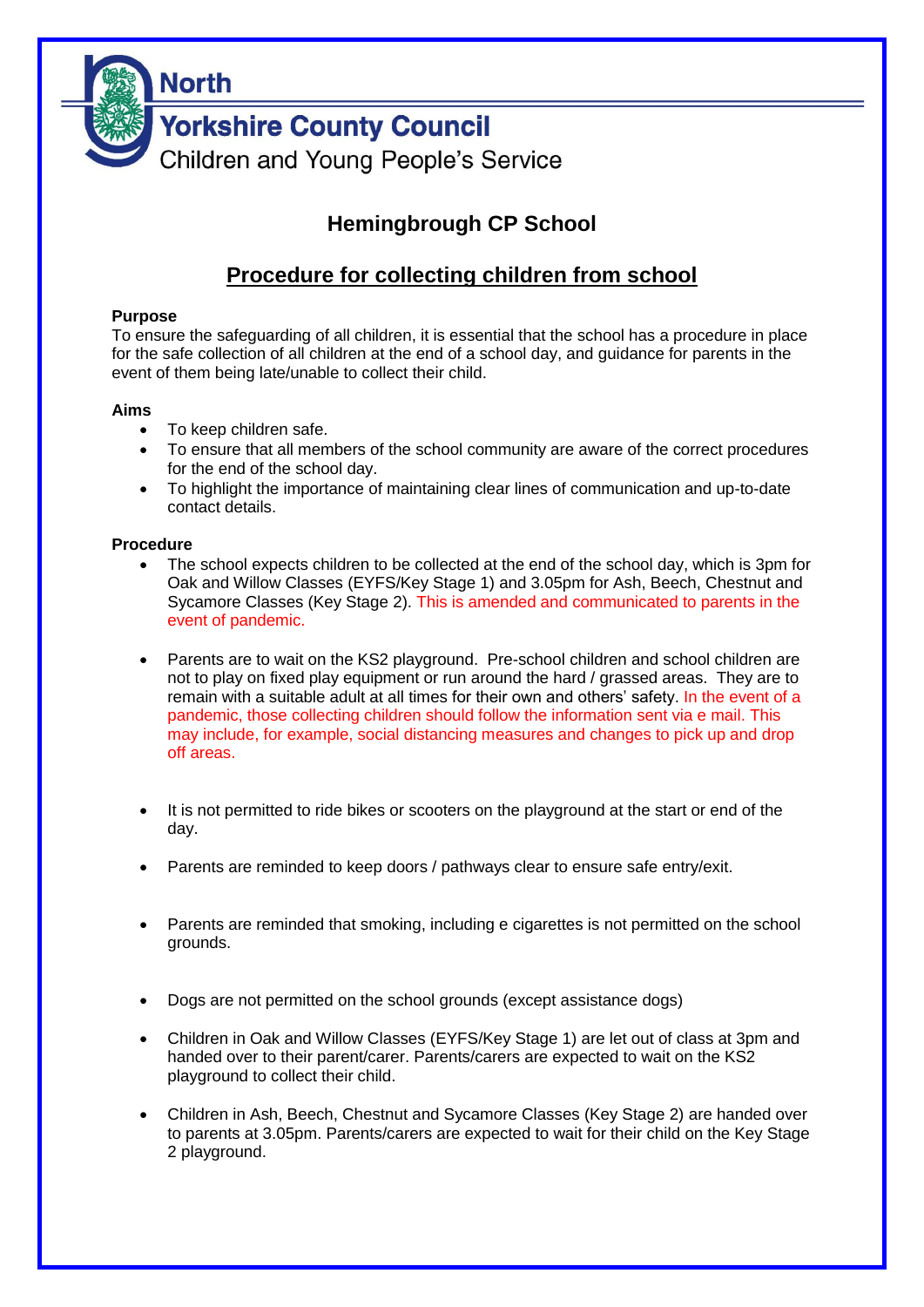North Yorkshire County Council

Children and Young People's Service

# Hemingbrough CP School

## Procedure for collecting children from school

**Purpose**

To ensure the safeguarding of all children, it is essential that the school has a procedure in place for the safe collection of all children at the end of a school day, and guidance for parents in the event of them being late/unable to collect their child.

**Aims**

- To keep children safe.
- To ensure that all members of the school community are aware of the correct procedures for the end of the school day.
- To highlight the importance of maintaining clear lines of communication and up-to-date contact details.

**Procedure**

- The school expects children to be collected at the end of the school day, which is 3pm for Oak and Willow Classes (EYFS/Key Stage 1) and 3.05pm for Ash, Beech, Chestnut and Sycamore Classes (Key Stage 2). This is amended and communicated to parents in the event of pandemic.

- Parents are to wait on the KS2 playground. Pre-school children and school children are not to play on fixed play equipment or run around the hard / grassed areas. They are to remain with a suitable adult at all times for their own and others' safety. In the event of a pandemic, those collecting children should follow the information sent via e mail. This may include, for example, social distancing measures and changes to pick up and drop off areas.

- It is not permitted to ride bikes or scooters on the playground at the start or end of the day.

- Parents are reminded to keep doors / pathways clear to ensure safe entry/exit.

- Parents are reminded that smoking, including e cigarettes is not permitted on the school grounds.

- Dogs are not permitted on the school grounds (except assistance dogs)

- Children in Oak and Willow Classes (EYFS/Key Stage 1) are let out of class at 3pm and handed over to their parent/carer. Parents/carers are expected to wait on the KS2 playground to collect their child.

- Children in Ash, Beech, Chestnut and Sycamore Classes (Key Stage 2) are handed over to parents at 3.05pm. Parents/carers are expected to wait for their child on the Key Stage 2 playground.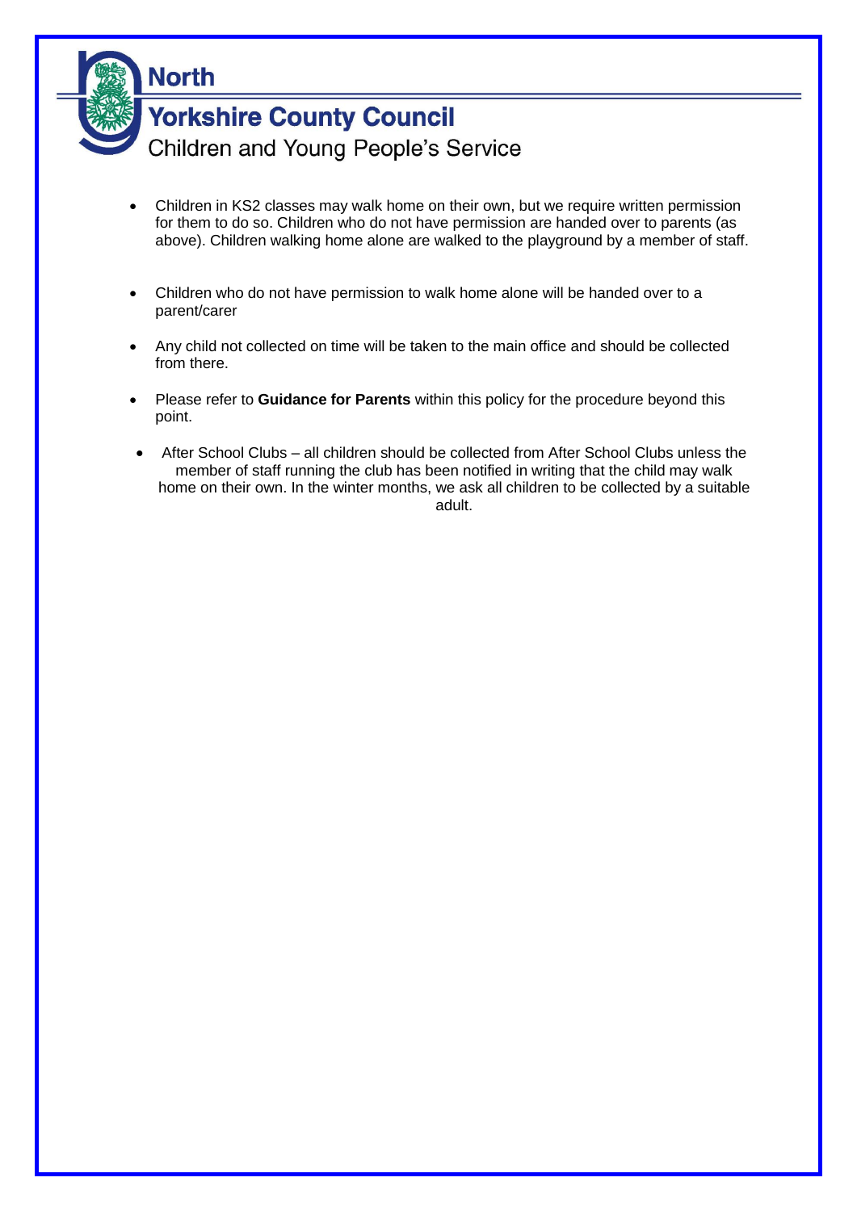- Children in KS2 classes may walk home on their own, but we require written permission for them to do so. Children who do not have permission are handed over to parents (as above). Children walking home alone are walked to the playground by a member of staff.

- Children who do not have permission to walk home alone will be handed over to a parent/carer

- Any child not collected on time will be taken to the main office and should be collected from there.

- Please refer to **Guidance for Parents** within this policy for the procedure beyond this point.

- After School Clubs – all children should be collected from After School Clubs unless the member of staff running the club has been notified in writing that the child may walk home on their own. In the winter months, we ask all children to be collected by a suitable adult.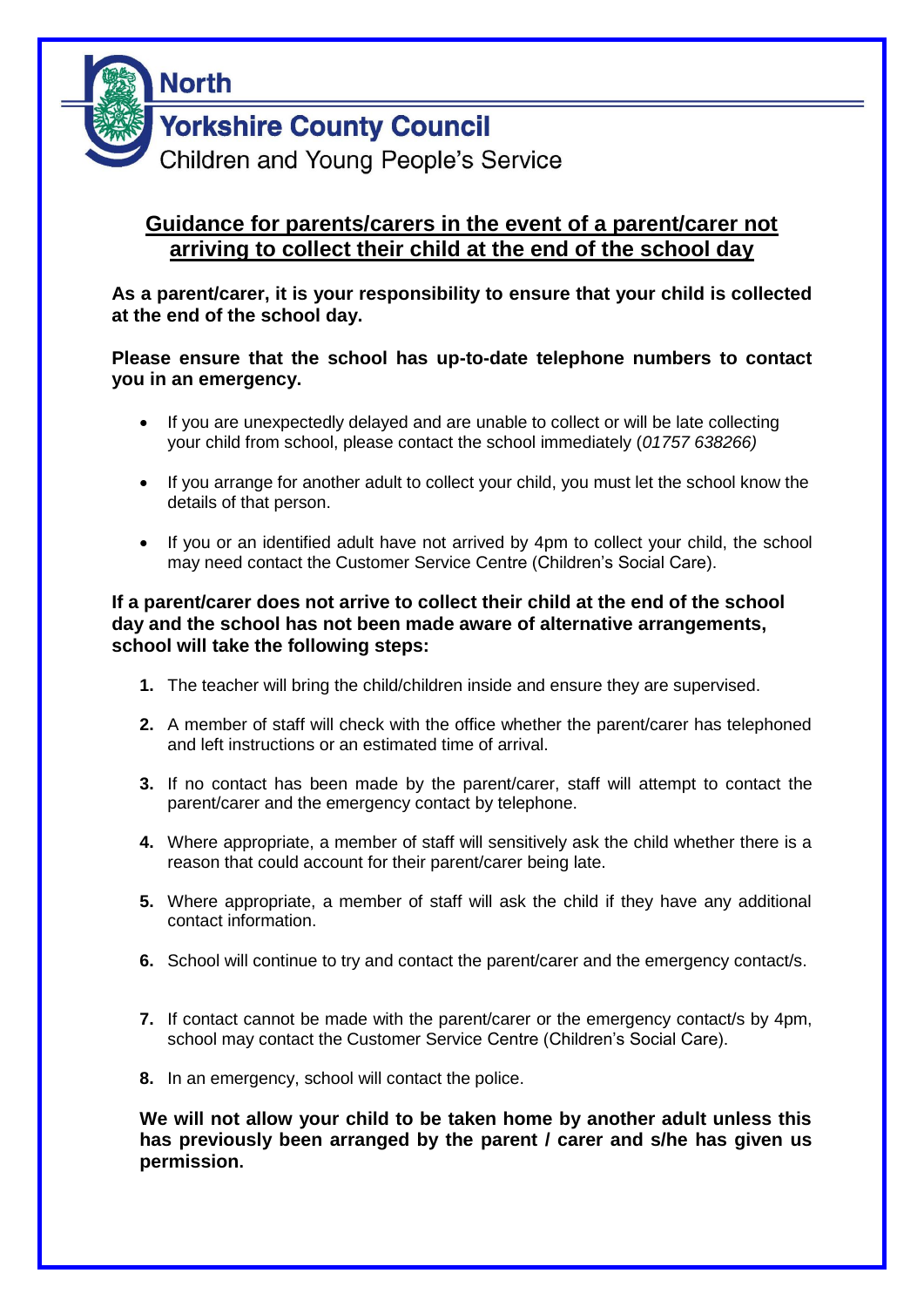North Yorkshire County Council
Children and Young People's Service

## Guidance for parents/carers in the event of a parent/carer not arriving to collect their child at the end of the school day

**As a parent/carer, it is your responsibility to ensure that your child is collected at the end of the school day.**

**Please ensure that the school has up-to-date telephone numbers to contact you in an emergency.**

- If you are unexpectedly delayed and are unable to collect or will be late collecting your child from school, please contact the school immediately (*01757 638266)*
- If you arrange for another adult to collect your child, you must let the school know the details of that person.
- If you or an identified adult have not arrived by 4pm to collect your child, the school may need contact the Customer Service Centre (Children's Social Care).

**If a parent/carer does not arrive to collect their child at the end of the school day and the school has not been made aware of alternative arrangements, school will take the following steps:**

1. The teacher will bring the child/children inside and ensure they are supervised.
2. A member of staff will check with the office whether the parent/carer has telephoned and left instructions or an estimated time of arrival.
3. If no contact has been made by the parent/carer, staff will attempt to contact the parent/carer and the emergency contact by telephone.
4. Where appropriate, a member of staff will sensitively ask the child whether there is a reason that could account for their parent/carer being late.
5. Where appropriate, a member of staff will ask the child if they have any additional contact information.
6. School will continue to try and contact the parent/carer and the emergency contact/s.
7. If contact cannot be made with the parent/carer or the emergency contact/s by 4pm, school may contact the Customer Service Centre (Children's Social Care).
8. In an emergency, school will contact the police.

**We will not allow your child to be taken home by another adult unless this has previously been arranged by the parent / carer and s/he has given us permission.**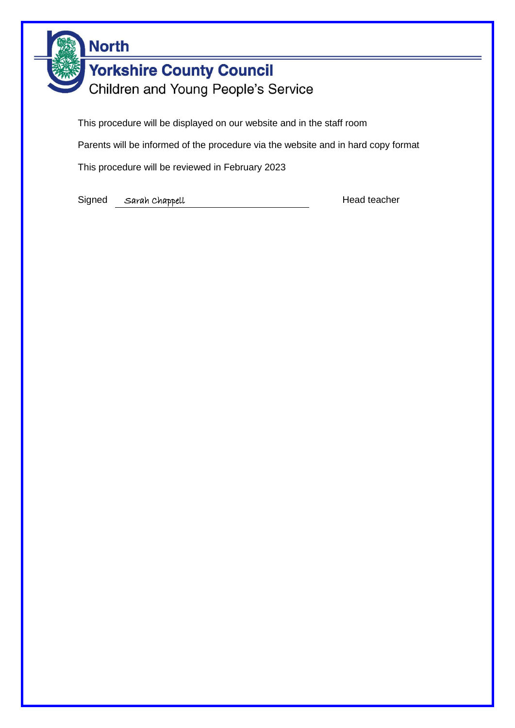North
Yorkshire County Council
Children and Young People's Service

This procedure will be displayed on our website and in the staff room

Parents will be informed of the procedure via the website and in hard copy format

This procedure will be reviewed in February 2023

Signed Sarah Chappell Head teacher